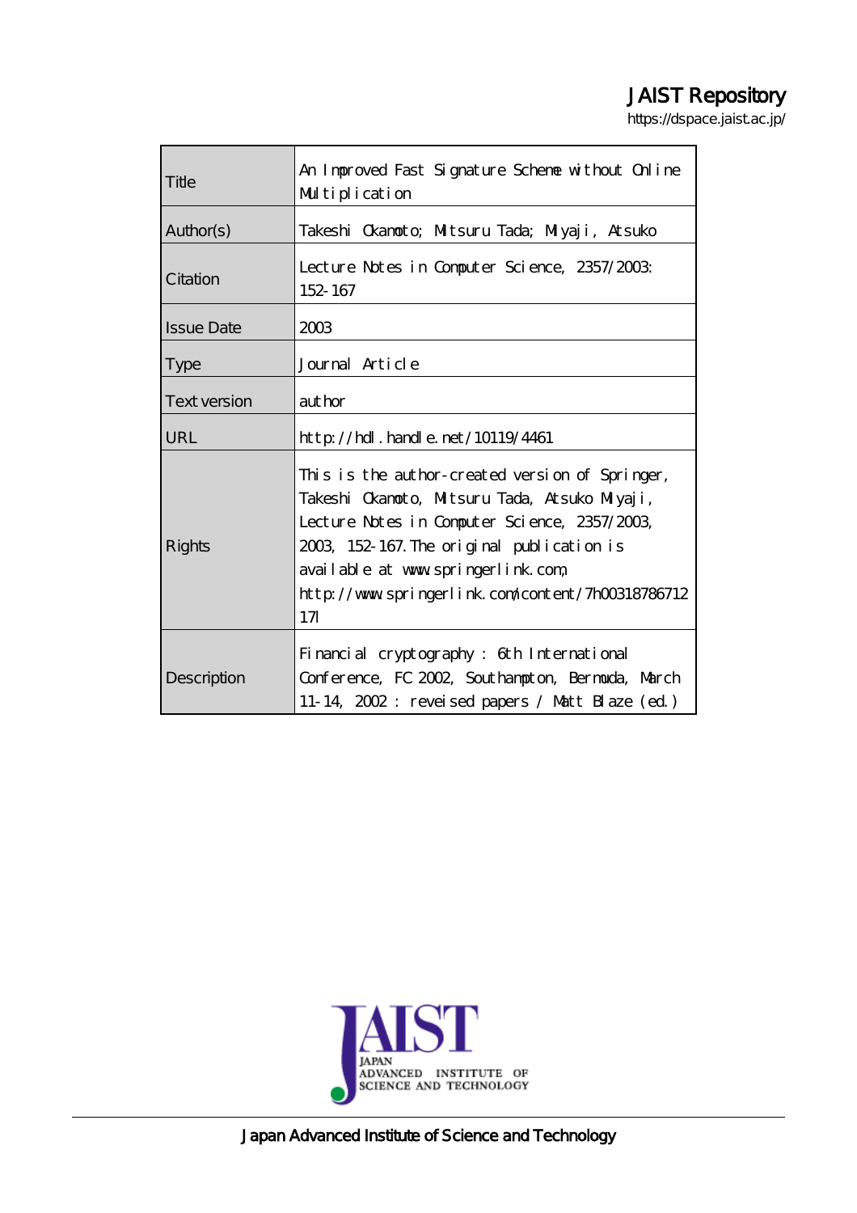JAIST Repository

https://dspace.jaist.ac.jp/

| | |
|---|---|
| Title | An Improved Fast Signature Scheme without Online Multiplication |
| Author(s) | Takeshi Okamoto; Mitsuru Tada; Miyaji, Atsuko |
| Citation | Lecture Notes in Computer Science, 2357/2003: 152-167 |
| Issue Date | 2003 |
| Type | Journal Article |
| Text version | author |
| URL | http://hdl.handle.net/10119/4461 |
| Rights | This is the author-created version of Springer, Takeshi Okamoto, Mitsuru Tada, Atsuko Miyaji, Lecture Notes in Computer Science, 2357/2003, 2003, 152-167. The original publication is available at www.springerlink.com, http://www.springerlink.com/content/7h00318786712171 |
| Description | Financial cryptography : 6th International Conference, FC 2002, Southampton, Bermuda, March 11-14, 2002 : reveised papers / Matt Blaze (ed.) |

JAPAN ADVANCED INSTITUTE OF SCIENCE AND TECHNOLOGY

Japan Advanced Institute of Science and Technology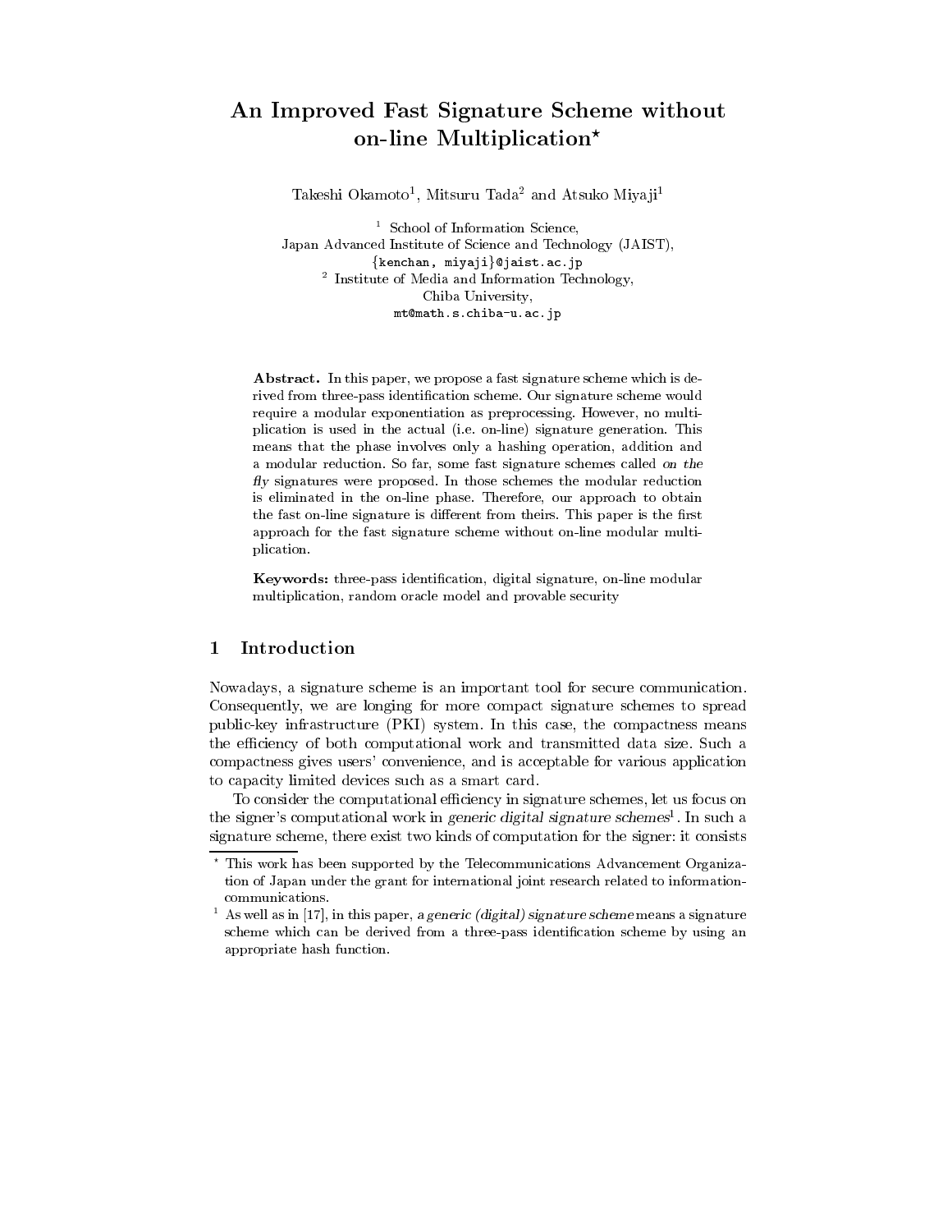# An Improved Fast Signature Scheme without on-line Multiplication*

Takeshi Okamoto[1], Mitsuru Tada[2] and Atsuko Miyaji[1]

[1] School of Information Science,
Japan Advanced Institute of Science and Technology (JAIST),
{kenchan, miyaji}@jaist.ac.jp
[2] Institute of Media and Information Technology,
Chiba University,
mt@math.s.chiba-u.ac.jp

**Abstract.** In this paper, we propose a fast signature scheme which is derived from three-pass identification scheme. Our signature scheme would require a modular exponentiation as preprocessing. However, no multiplication is used in the actual (i.e. on-line) signature generation. This means that the phase involves only a hashing operation, addition and a modular reduction. So far, some fast signature schemes called *on the fly* signatures were proposed. In those schemes the modular reduction is eliminated in the on-line phase. Therefore, our approach to obtain the fast on-line signature is different from theirs. This paper is the first approach for the fast signature scheme without on-line modular multiplication.

**Keywords:** three-pass identification, digital signature, on-line modular multiplication, random oracle model and provable security

## 1 Introduction

Nowadays, a signature scheme is an important tool for secure communication. Consequently, we are longing for more compact signature schemes to spread public-key infrastructure (PKI) system. In this case, the compactness means the efficiency of both computational work and transmitted data size. Such a compactness gives users' convenience, and is acceptable for various application to capacity limited devices such as a smart card.

To consider the computational efficiency in signature schemes, let us focus on the signer's computational work in *generic digital signature schemes*[1]. In such a signature scheme, there exist two kinds of computation for the signer: it consists

---

* This work has been supported by the Telecommunications Advancement Organization of Japan under the grant for international joint research related to information-communications.

[1] As well as in [17], in this paper, *a generic (digital) signature scheme* means a signature scheme which can be derived from a three-pass identification scheme by using an appropriate hash function.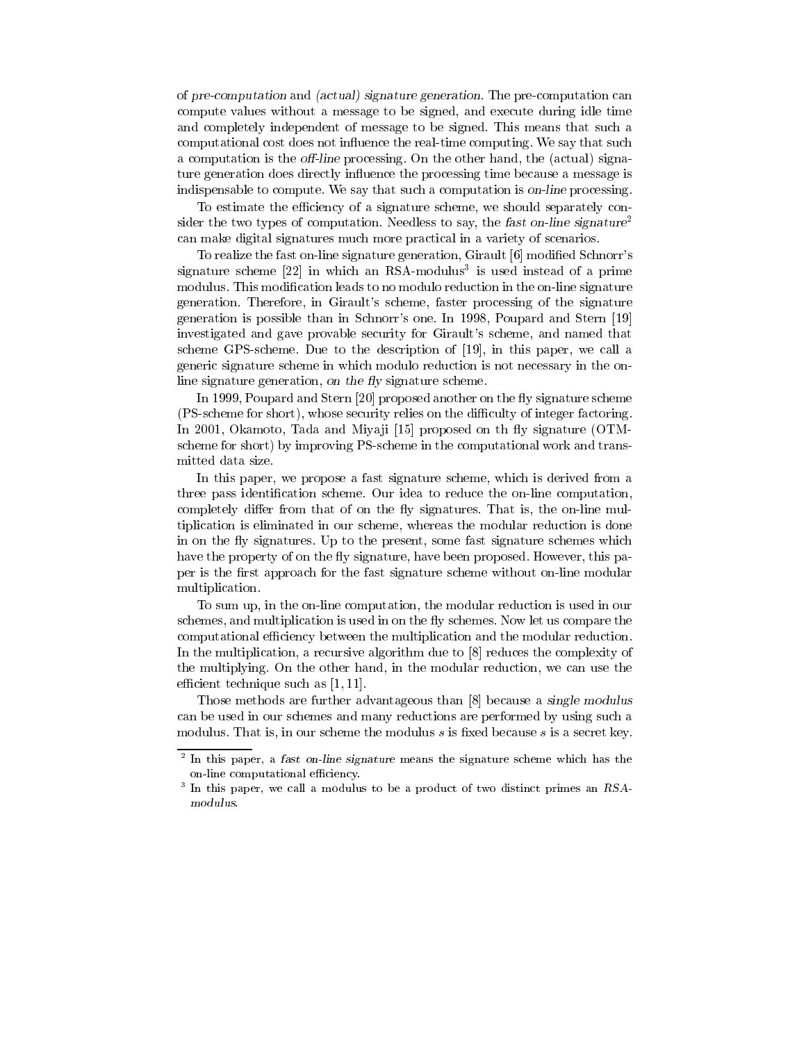of *pre-computation* and *(actual) signature generation*. The pre-computation can compute values without a message to be signed, and execute during idle time and completely independent of message to be signed. This means that such a computational cost does not influence the real-time computing. We say that such a computation is the *off-line* processing. On the other hand, the (actual) signature generation does directly influence the processing time because a message is indispensable to compute. We say that such a computation is *on-line* processing.

To estimate the efficiency of a signature scheme, we should separately consider the two types of computation. Needless to say, the *fast on-line signature*[2] can make digital signatures much more practical in a variety of scenarios.

To realize the fast on-line signature generation, Girault [6] modified Schnorr's signature scheme [22] in which an RSA-modulus[3] is used instead of a prime modulus. This modification leads to no modulo reduction in the on-line signature generation. Therefore, in Girault's scheme, faster processing of the signature generation is possible than in Schnorr's one. In 1998, Poupard and Stern [19] investigated and gave provable security for Girault's scheme, and named that scheme GPS-scheme. Due to the description of [19], in this paper, we call a generic signature scheme in which modulo reduction is not necessary in the on-line signature generation, *on the fly* signature scheme.

In 1999, Poupard and Stern [20] proposed another on the fly signature scheme (PS-scheme for short), whose security relies on the difficulty of integer factoring. In 2001, Okamoto, Tada and Miyaji [15] proposed on th fly signature (OTM-scheme for short) by improving PS-scheme in the computational work and transmitted data size.

In this paper, we propose a fast signature scheme, which is derived from a three pass identification scheme. Our idea to reduce the on-line computation, completely differ from that of on the fly signatures. That is, the on-line multiplication is eliminated in our scheme, whereas the modular reduction is done in on the fly signatures. Up to the present, some fast signature schemes which have the property of on the fly signature, have been proposed. However, this paper is the first approach for the fast signature scheme without on-line modular multiplication.

To sum up, in the on-line computation, the modular reduction is used in our schemes, and multiplication is used in on the fly schemes. Now let us compare the computational efficiency between the multiplication and the modular reduction. In the multiplication, a recursive algorithm due to [8] reduces the complexity of the multiplying. On the other hand, in the modular reduction, we can use the efficient technique such as [1, 11].

Those methods are further advantageous than [8] because a *single modulus* can be used in our schemes and many reductions are performed by using such a modulus. That is, in our scheme the modulus $s$ is fixed because $s$ is a secret key.

---

[2] In this paper, a *fast on-line signature* means the signature scheme which has the on-line computational efficiency.

[3] In this paper, we call a modulus to be a product of two distinct primes an *RSA-modulus*.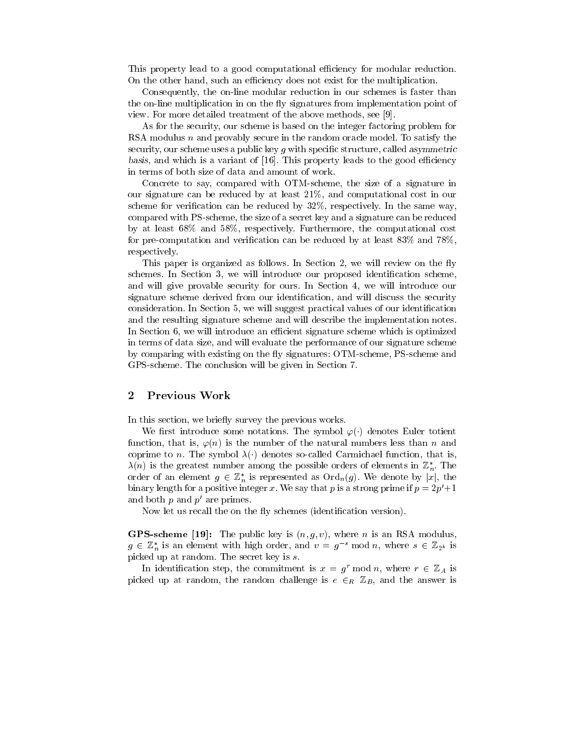This property lead to a good computational efficiency for modular reduction. On the other hand, such an efficiency does not exist for the multiplication.

Consequently, the on-line modular reduction in our schemes is faster than the on-line multiplication in on the fly signatures from implementation point of view. For more detailed treatment of the above methods, see [9].

As for the security, our scheme is based on the integer factoring problem for RSA modulus $n$ and provably secure in the random oracle model. To satisfy the security, our scheme uses a public key $g$ with specific structure, called *asymmetric basis*, and which is a variant of [16]. This property leads to the good efficiency in terms of both size of data and amount of work.

Concrete to say, compared with OTM-scheme, the size of a signature in our signature can be reduced by at least 21%, and computational cost in our scheme for verification can be reduced by 32%, respectively. In the same way, compared with PS-scheme, the size of a secret key and a signature can be reduced by at least 68% and 58%, respectively. Furthermore, the computational cost for pre-computation and verification can be reduced by at least 83% and 78%, respectively.

This paper is organized as follows. In Section 2, we will review on the fly schemes. In Section 3, we will introduce our proposed identification scheme, and will give provable security for ours. In Section 4, we will introduce our signature scheme derived from our identification, and will discuss the security consideration. In Section 5, we will suggest practical values of our identification and the resulting signature scheme and will describe the implementation notes. In Section 6, we will introduce an efficient signature scheme which is optimized in terms of data size, and will evaluate the performance of our signature scheme by comparing with existing on the fly signatures: OTM-scheme, PS-scheme and GPS-scheme. The conclusion will be given in Section 7.

## 2 Previous Work

In this section, we briefly survey the previous works.

We first introduce some notations. The symbol $\varphi(\cdot)$ denotes Euler totient function, that is, $\varphi(n)$ is the number of the natural numbers less than $n$ and coprime to $n$. The symbol $\lambda(\cdot)$ denotes so-called Carmichael function, that is, $\lambda(n)$ is the greatest number among the possible orders of elements in $\mathbb{Z}_n^*$. The order of an element $g \in \mathbb{Z}_n^*$ is represented as $\mathrm{Ord}_n(g)$. We denote by $|x|$, the binary length for a positive integer $x$. We say that $p$ is a strong prime if $p = 2p'+1$ and both $p$ and $p'$ are primes.

Now let us recall the on the fly schemes (identification version).

**GPS-scheme [19]:** The public key is $(n, g, v)$, where $n$ is an RSA modulus, $g \in \mathbb{Z}_n^*$ is an element with high order, and $v = g^{-s} \bmod n$, where $s \in \mathbb{Z}_{2^k}$ is picked up at random. The secret key is $s$.

In identification step, the commitment is $x = g^r \bmod n$, where $r \in \mathbb{Z}_A$ is picked up at random, the random challenge is $e \in_R \mathbb{Z}_B$, and the answer is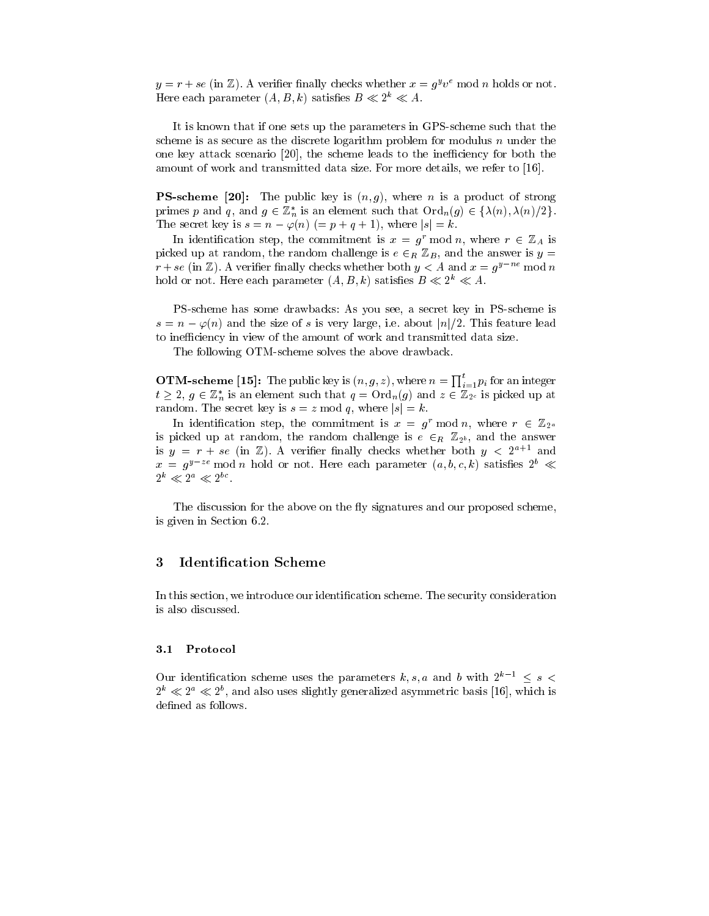$y = r + se$ (in $\mathbb{Z}$). A verifier finally checks whether $x = g^y v^e \bmod n$ holds or not. Here each parameter $(A, B, k)$ satisfies $B \ll 2^k \ll A$.

It is known that if one sets up the parameters in GPS-scheme such that the scheme is as secure as the discrete logarithm problem for modulus $n$ under the one key attack scenario [20], the scheme leads to the inefficiency for both the amount of work and transmitted data size. For more details, we refer to [16].

**PS-scheme [20]:** The public key is $(n, g)$, where $n$ is a product of strong primes $p$ and $q$, and $g \in \mathbb{Z}_n^*$ is an element such that $\mathrm{Ord}_n(g) \in \{\lambda(n), \lambda(n)/2\}$. The secret key is $s = n - \varphi(n)$ $(= p + q + 1)$, where $|s| = k$.

In identification step, the commitment is $x = g^r \bmod n$, where $r \in \mathbb{Z}_A$ is picked up at random, the random challenge is $e \in_R \mathbb{Z}_B$, and the answer is $y = r + se$ (in $\mathbb{Z}$). A verifier finally checks whether both $y < A$ and $x = g^{y-ne} \bmod n$ hold or not. Here each parameter $(A, B, k)$ satisfies $B \ll 2^k \ll A$.

PS-scheme has some drawbacks: As you see, a secret key in PS-scheme is $s = n - \varphi(n)$ and the size of $s$ is very large, i.e. about $|n|/2$. This feature lead to inefficiency in view of the amount of work and transmitted data size.

The following OTM-scheme solves the above drawback.

**OTM-scheme [15]:** The public key is $(n, g, z)$, where $n = \prod_{i=1}^{t} p_i$ for an integer $t \geq 2$, $g \in \mathbb{Z}_n^*$ is an element such that $q = \mathrm{Ord}_n(g)$ and $z \in \mathbb{Z}_{2^c}$ is picked up at random. The secret key is $s = z \bmod q$, where $|s| = k$.

In identification step, the commitment is $x = g^r \bmod n$, where $r \in \mathbb{Z}_{2^a}$ is picked up at random, the random challenge is $e \in_R \mathbb{Z}_{2^b}$, and the answer is $y = r + se$ (in $\mathbb{Z}$). A verifier finally checks whether both $y < 2^{a+1}$ and $x = g^{y-ze} \bmod n$ hold or not. Here each parameter $(a, b, c, k)$ satisfies $2^b \ll 2^k \ll 2^a \ll 2^{bc}$.

The discussion for the above on the fly signatures and our proposed scheme, is given in Section 6.2.

## 3 Identification Scheme

In this section, we introduce our identification scheme. The security consideration is also discussed.

### 3.1 Protocol

Our identification scheme uses the parameters $k, s, a$ and $b$ with $2^{k-1} \leq s < 2^k \ll 2^a \ll 2^b$, and also uses slightly generalized asymmetric basis [16], which is defined as follows.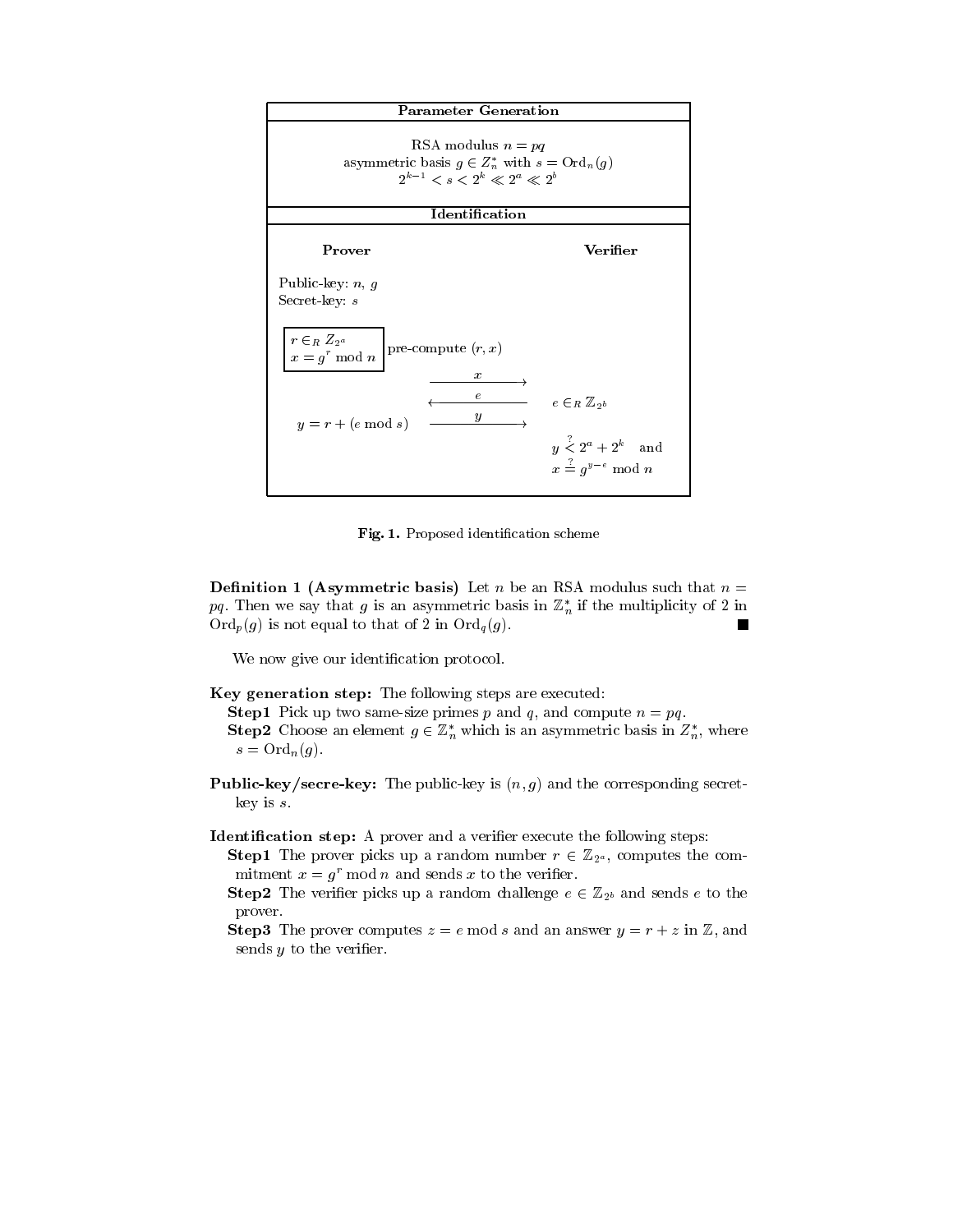| Parameter Generation | |
|---|---|
| RSA modulus $n = pq$<br>asymmetric basis $g \in Z_n^*$ with $s = \mathrm{Ord}_n(g)$<br>$2^{k-1} < s < 2^k \ll 2^a \ll 2^b$ | |
| **Identification** | |
| **Prover** | **Verifier** |
| Public-key: $n$, $g$<br>Secret-key: $s$ | |
| $r \in_R Z_{2^a}$, $x = g^r \bmod n$ — pre-compute $(r, x)$ | |
| $\xrightarrow{\quad x \quad}$ | |
| $\xleftarrow{\quad e \quad}$ | $e \in_R \mathbb{Z}_{2^b}$ |
| $y = r + (e \bmod s)$ $\xrightarrow{\quad y \quad}$ | |
| | $y \overset{?}{<} 2^a + 2^k$ and<br>$x \overset{?}{=} g^{y-e} \bmod n$ |

**Fig. 1.** Proposed identification scheme

**Definition 1 (Asymmetric basis)** Let $n$ be an RSA modulus such that $n = pq$. Then we say that $g$ is an asymmetric basis in $\mathbb{Z}_n^*$ if the multiplicity of 2 in $\mathrm{Ord}_p(g)$ is not equal to that of 2 in $\mathrm{Ord}_q(g)$. ■

We now give our identification protocol.

**Key generation step:** The following steps are executed:

- **Step1** Pick up two same-size primes $p$ and $q$, and compute $n = pq$.
- **Step2** Choose an element $g \in \mathbb{Z}_n^*$ which is an asymmetric basis in $Z_n^*$, where $s = \mathrm{Ord}_n(g)$.

**Public-key/secre-key:** The public-key is $(n, g)$ and the corresponding secret-key is $s$.

**Identification step:** A prover and a verifier execute the following steps:

- **Step1** The prover picks up a random number $r \in \mathbb{Z}_{2^a}$, computes the commitment $x = g^r \bmod n$ and sends $x$ to the verifier.
- **Step2** The verifier picks up a random challenge $e \in \mathbb{Z}_{2^b}$ and sends $e$ to the prover.
- **Step3** The prover computes $z = e \bmod s$ and an answer $y = r + z$ in $\mathbb{Z}$, and sends $y$ to the verifier.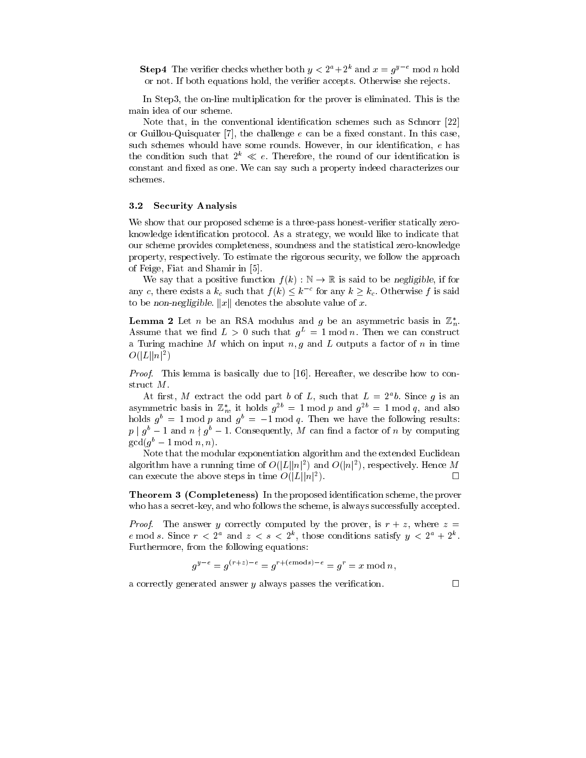**Step4** The verifier checks whether both $y < 2^a + 2^k$ and $x = g^{y-e} \bmod n$ hold or not. If both equations hold, the verifier accepts. Otherwise she rejects.

In Step3, the on-line multiplication for the prover is eliminated. This is the main idea of our scheme.

Note that, in the conventional identification schemes such as Schnorr [22] or Guillou-Quisquater [7], the challenge $e$ can be a fixed constant. In this case, such schemes whould have some rounds. However, in our identification, $e$ has the condition such that $2^k \ll e$. Therefore, the round of our identification is constant and fixed as one. We can say such a property indeed characterizes our schemes.

### 3.2 Security Analysis

We show that our proposed scheme is a three-pass honest-verifier statically zero-knowledge identification protocol. As a strategy, we would like to indicate that our scheme provides completeness, soundness and the statistical zero-knowledge property, respectively. To estimate the rigorous security, we follow the approach of Feige, Fiat and Shamir in [5].

We say that a positive function $f(k) : \mathbb{N} \to \mathbb{R}$ is said to be *negligible*, if for any $c$, there exists a $k_c$ such that $f(k) \leq k^{-c}$ for any $k \geq k_c$. Otherwise $f$ is said to be *non-negligible*. $\|x\|$ denotes the absolute value of $x$.

**Lemma 2** Let $n$ be an RSA modulus and $g$ be an asymmetric basis in $\mathbb{Z}_n^*$. Assume that we find $L > 0$ such that $g^L = 1 \bmod n$. Then we can construct a Turing machine $M$ which on input $n, g$ and $L$ outputs a factor of $n$ in time $O(|L||n|^2)$

*Proof.* This lemma is basically due to [16]. Hereafter, we describe how to construct $M$.

At first, $M$ extract the odd part $b$ of $L$, such that $L = 2^a b$. Since $g$ is an asymmetric basis in $\mathbb{Z}_n^*$, it holds $g^{2b} = 1 \bmod p$ and $g^{2b} = 1 \bmod q$, and also holds $g^b = 1 \bmod p$ and $g^b = -1 \bmod q$. Then we have the following results: $p \mid g^b - 1$ and $n \nmid g^b - 1$. Consequently, $M$ can find a factor of $n$ by computing $\gcd(g^b - 1 \bmod n, n)$.

Note that the modular exponentiation algorithm and the extended Euclidean algorithm have a running time of $O(|L||n|^2)$ and $O(|n|^2)$, respectively. Hence $M$ can execute the above steps in time $O(|L||n|^2)$. □

**Theorem 3 (Completeness)** In the proposed identification scheme, the prover who has a secret-key, and who follows the scheme, is always successfully accepted.

*Proof.* The answer $y$ correctly computed by the prover, is $r + z$, where $z = e \bmod s$. Since $r < 2^a$ and $z < s < 2^k$, those conditions satisfy $y < 2^a + 2^k$. Furthermore, from the following equations:

$$g^{y-e} = g^{(r+z)-e} = g^{r+(e \bmod s)-e} = g^r = x \bmod n,$$

a correctly generated answer $y$ always passes the verification. □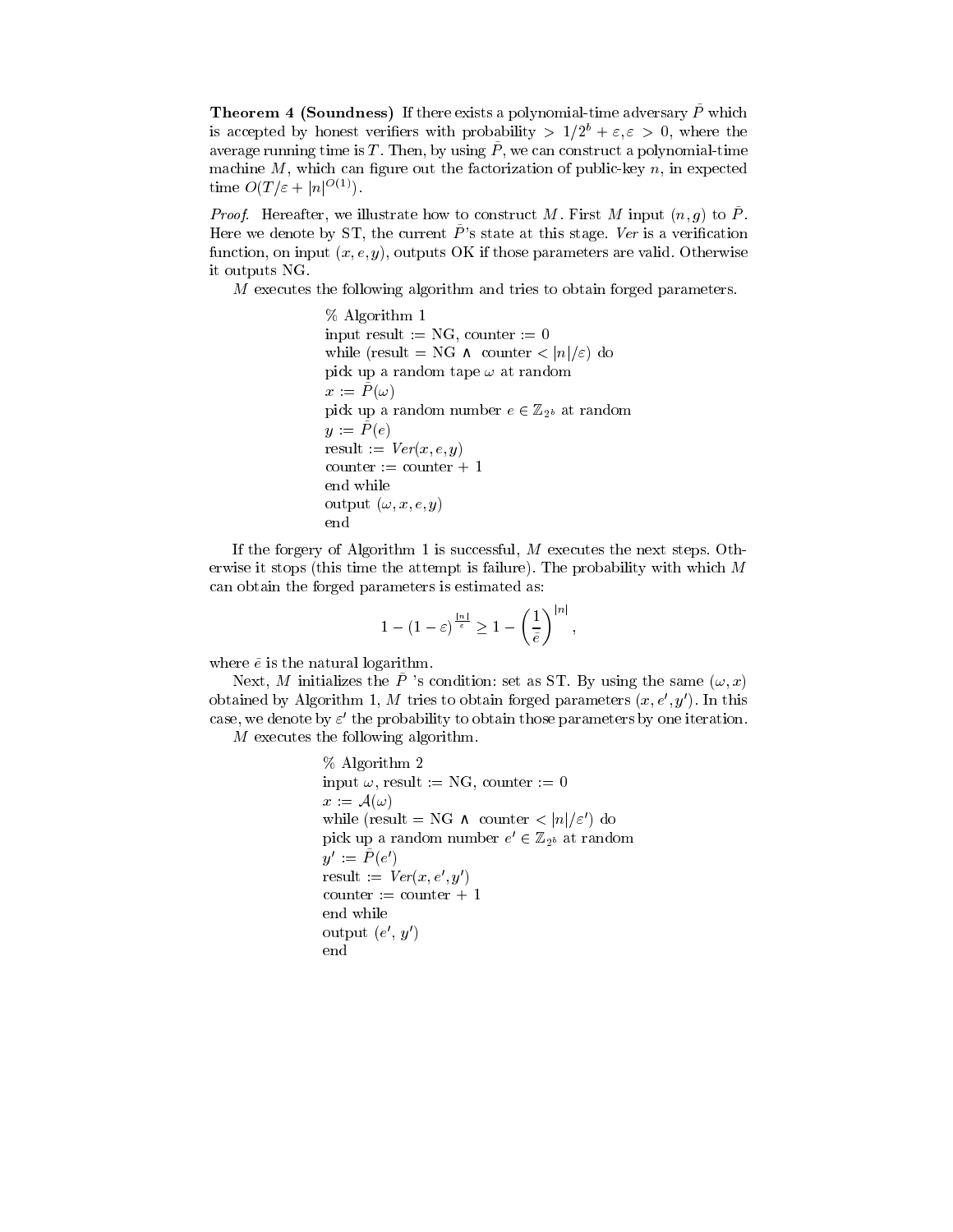**Theorem 4 (Soundness)** If there exists a polynomial-time adversary $\bar{P}$ which is accepted by honest verifiers with probability $> 1/2^b + \varepsilon, \varepsilon > 0$, where the average running time is $T$. Then, by using $\bar{P}$, we can construct a polynomial-time machine $M$, which can figure out the factorization of public-key $n$, in expected time $O(T/\varepsilon + |n|^{O(1)})$.

*Proof.* Hereafter, we illustrate how to construct $M$. First $M$ input $(n, g)$ to $\bar{P}$. Here we denote by ST, the current $\bar{P}$'s state at this stage. *Ver* is a verification function, on input $(x, e, y)$, outputs OK if those parameters are valid. Otherwise it outputs NG.

$M$ executes the following algorithm and tries to obtain forged parameters.

```
% Algorithm 1
input result := NG, counter := 0
while (result = NG ∧ counter < |n|/ε) do
pick up a random tape ω at random
x := P̄(ω)
pick up a random number e ∈ Z_{2^b} at random
y := P̄(e)
result := Ver(x, e, y)
counter := counter + 1
end while
output (ω, x, e, y)
end
```

If the forgery of Algorithm 1 is successful, $M$ executes the next steps. Otherwise it stops (this time the attempt is failure). The probability with which $M$ can obtain the forged parameters is estimated as:

$$1 - (1-\varepsilon)^{\frac{|n|}{\varepsilon}} \geq 1 - \left(\frac{1}{\bar{e}}\right)^{|n|},$$

where $\bar{e}$ is the natural logarithm.

Next, $M$ initializes the $\bar{P}$ 's condition: set as ST. By using the same $(\omega, x)$ obtained by Algorithm 1, $M$ tries to obtain forged parameters $(x, e', y')$. In this case, we denote by $\varepsilon'$ the probability to obtain those parameters by one iteration.

$M$ executes the following algorithm.

```
% Algorithm 2
input ω, result := NG, counter := 0
x := A(ω)
while (result = NG ∧ counter < |n|/ε') do
pick up a random number e' ∈ Z_{2^b} at random
y' := P̄(e')
result := Ver(x, e', y')
counter := counter + 1
end while
output (e', y')
end
```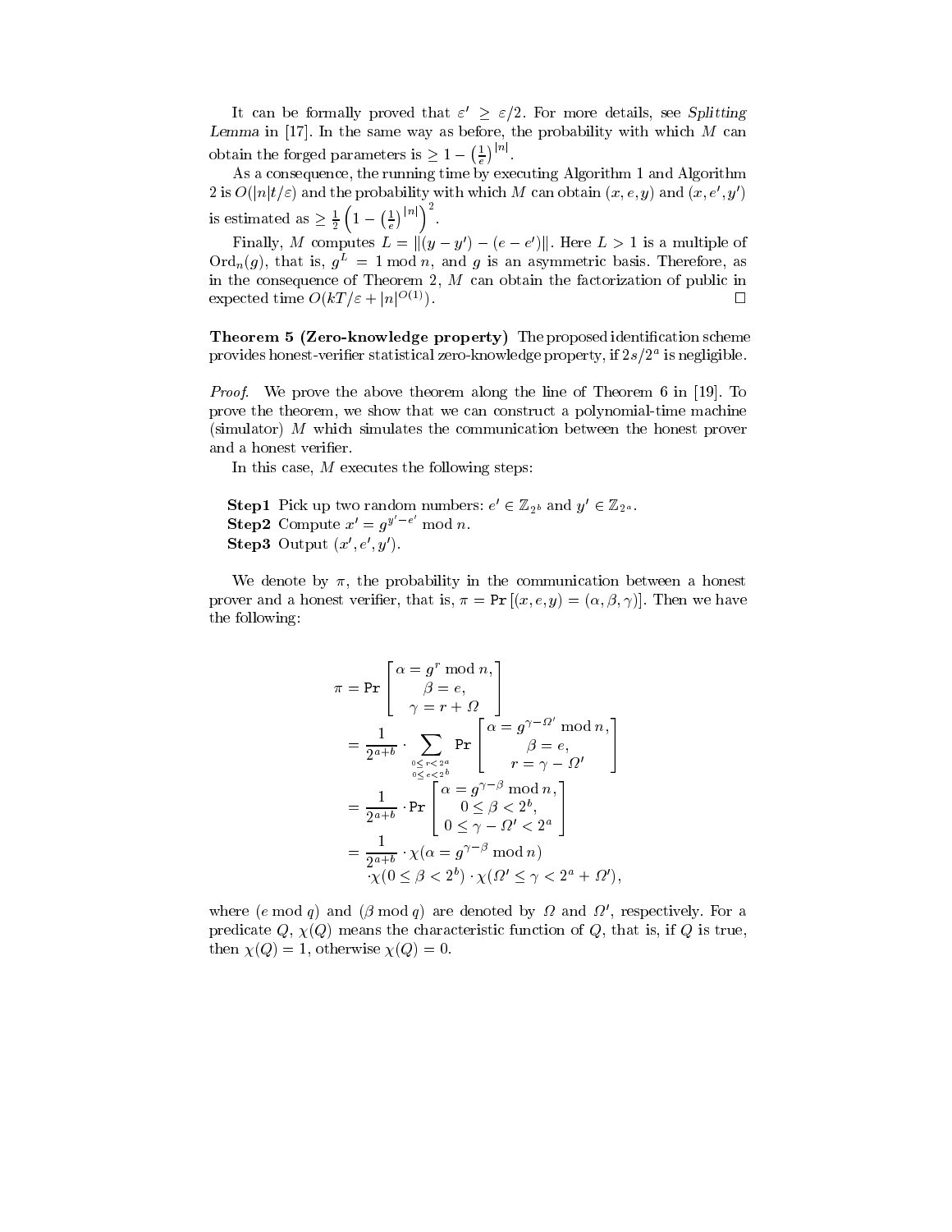It can be formally proved that $\varepsilon' \geq \varepsilon/2$. For more details, see *Splitting Lemma* in [17]. In the same way as before, the probability with which $M$ can obtain the forged parameters is $\geq 1 - \left(\frac{1}{e}\right)^{|n|}$.

As a consequence, the running time by executing Algorithm 1 and Algorithm 2 is $O(|n|t/\varepsilon)$ and the probability with which $M$ can obtain $(x, e, y)$ and $(x, e', y')$ is estimated as $\geq \frac{1}{2}\left(1 - \left(\frac{1}{e}\right)^{|n|}\right)^2$.

Finally, $M$ computes $L = \|(y - y') - (e - e')\|$. Here $L > 1$ is a multiple of $\mathrm{Ord}_n(g)$, that is, $g^L = 1 \bmod n$, and $g$ is an asymmetric basis. Therefore, as in the consequence of Theorem 2, $M$ can obtain the factorization of public in expected time $O(kT/\varepsilon + |n|^{O(1)})$. □

**Theorem 5 (Zero-knowledge property)** The proposed identification scheme provides honest-verifier statistical zero-knowledge property, if $2s/2^a$ is negligible.

*Proof.* We prove the above theorem along the line of Theorem 6 in [19]. To prove the theorem, we show that we can construct a polynomial-time machine (simulator) $M$ which simulates the communication between the honest prover and a honest verifier.

In this case, $M$ executes the following steps:

**Step1** Pick up two random numbers: $e' \in \mathbb{Z}_{2^b}$ and $y' \in \mathbb{Z}_{2^a}$.
**Step2** Compute $x' = g^{y'-e'} \bmod n$.
**Step3** Output $(x', e', y')$.

We denote by $\pi$, the probability in the communication between a honest prover and a honest verifier, that is, $\pi = \mathtt{Pr}[(x, e, y) = (\alpha, \beta, \gamma)]$. Then we have the following:

$$
\begin{aligned}
\pi &= \mathtt{Pr}\begin{bmatrix} \alpha = g^r \bmod n, \\ \beta = e, \\ \gamma = r + \Omega \end{bmatrix} \\
&= \frac{1}{2^{a+b}} \cdot \sum_{\substack{0 \leq r < 2^a \\ 0 \leq e < 2^b}} \mathtt{Pr}\begin{bmatrix} \alpha = g^{\gamma - \Omega'} \bmod n, \\ \beta = e, \\ r = \gamma - \Omega' \end{bmatrix} \\
&= \frac{1}{2^{a+b}} \cdot \mathtt{Pr}\begin{bmatrix} \alpha = g^{\gamma - \beta} \bmod n, \\ 0 \leq \beta < 2^b, \\ 0 \leq \gamma - \Omega' < 2^a \end{bmatrix} \\
&= \frac{1}{2^{a+b}} \cdot \chi(\alpha = g^{\gamma-\beta} \bmod n) \\
&\quad \cdot \chi(0 \leq \beta < 2^b) \cdot \chi(\Omega' \leq \gamma < 2^a + \Omega'),
\end{aligned}
$$

where $(e \bmod q)$ and $(\beta \bmod q)$ are denoted by $\Omega$ and $\Omega'$, respectively. For a predicate $Q$, $\chi(Q)$ means the characteristic function of $Q$, that is, if $Q$ is true, then $\chi(Q) = 1$, otherwise $\chi(Q) = 0$.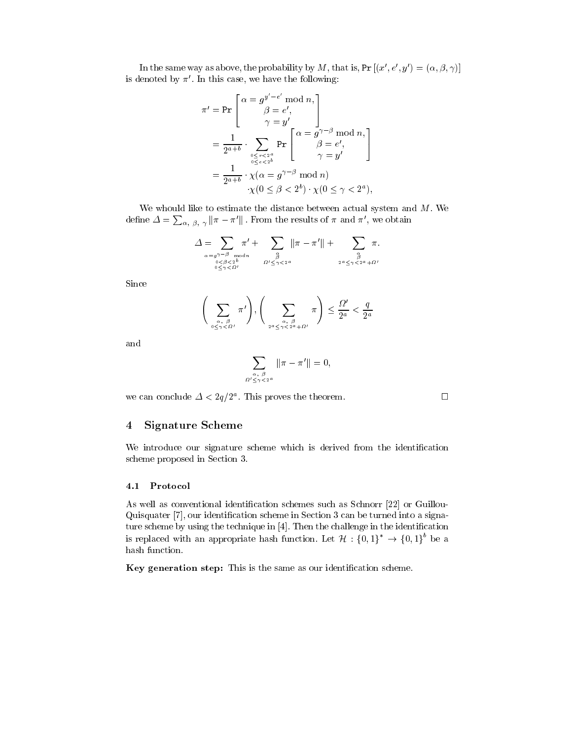In the same way as above, the probability by $M$, that is, $\Pr[(x', e', y') = (\alpha, \beta, \gamma)]$ is denoted by $\pi'$. In this case, we have the following:

$$
\begin{aligned}
\pi' &= \Pr\left[\begin{array}{c} \alpha = g^{y'-e'} \bmod n, \\ \beta = e', \\ \gamma = y' \end{array}\right] \\
&= \frac{1}{2^{a+b}} \cdot \sum_{\substack{0 \leq r < 2^a \\ 0 \leq e < 2^b}} \Pr\left[\begin{array}{c} \alpha = g^{\gamma-\beta} \bmod n, \\ \beta = e', \\ \gamma = y' \end{array}\right] \\
&= \frac{1}{2^{a+b}} \cdot \chi(\alpha = g^{\gamma-\beta} \bmod n) \\
&\quad \cdot \chi(0 \leq \beta < 2^b) \cdot \chi(0 \leq \gamma < 2^a),
\end{aligned}
$$

We whould like to estimate the distance between actual system and $M$. We define $\Delta = \sum_{\alpha,\ \beta,\ \gamma} \|\pi - \pi'\|$. From the results of $\pi$ and $\pi'$, we obtain

$$
\Delta = \sum_{\substack{\alpha = g^{\gamma-\beta} \bmod n \\ 0 < \beta < 2^b \\ 0 \leq \gamma < \Omega'}} \pi' + \sum_{\substack{\alpha \\ \beta \\ \Omega' \leq \gamma < 2^a}} \|\pi - \pi'\| + \sum_{\substack{\alpha \\ \beta \\ 2^a \leq \gamma < 2^a + \Omega'}} \pi.
$$

Since

$$
\left(\sum_{\substack{\alpha,\ \beta \\ 0 \leq \gamma < \Omega'}} \pi'\right), \left(\sum_{\substack{\alpha,\ \beta \\ 2^a \leq \gamma < 2^a + \Omega'}} \pi\right) \leq \frac{\Omega'}{2^a} < \frac{q}{2^a}
$$

and

$$
\sum_{\substack{\alpha,\ \beta \\ \Omega' \leq \gamma < 2^a}} \|\pi - \pi'\| = 0,
$$

we can conclude $\Delta < 2q/2^a$. This proves the theorem. □

## 4 Signature Scheme

We introduce our signature scheme which is derived from the identification scheme proposed in Section 3.

### 4.1 Protocol

As well as conventional identification schemes such as Schnorr [22] or Guillou-Quisquater [7], our identification scheme in Section 3 can be turned into a signature scheme by using the technique in [4]. Then the challenge in the identification is replaced with an appropriate hash function. Let $\mathcal{H} : \{0,1\}^* \to \{0,1\}^b$ be a hash function.

**Key generation step:** This is the same as our identification scheme.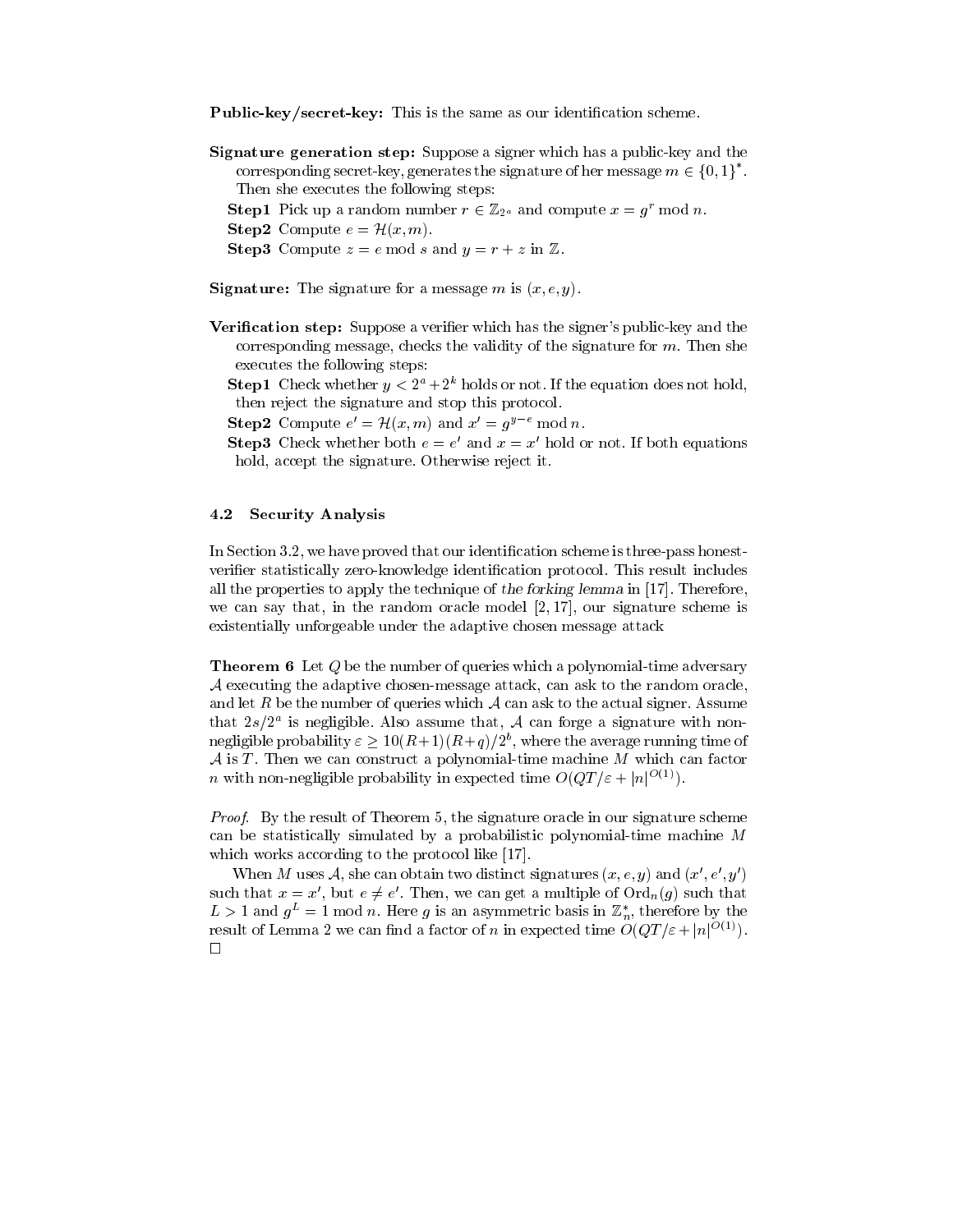**Public-key/secret-key:** This is the same as our identification scheme.

**Signature generation step:** Suppose a signer which has a public-key and the corresponding secret-key, generates the signature of her message $m \in \{0,1\}^*$. Then she executes the following steps:

**Step1** Pick up a random number $r \in \mathbb{Z}_{2^a}$ and compute $x = g^r \bmod n$.

**Step2** Compute $e = \mathcal{H}(x, m)$.

**Step3** Compute $z = e \bmod s$ and $y = r + z$ in $\mathbb{Z}$.

**Signature:** The signature for a message $m$ is $(x, e, y)$.

**Verification step:** Suppose a verifier which has the signer's public-key and the corresponding message, checks the validity of the signature for $m$. Then she executes the following steps:

**Step1** Check whether $y < 2^a + 2^k$ holds or not. If the equation does not hold, then reject the signature and stop this protocol.

**Step2** Compute $e' = \mathcal{H}(x, m)$ and $x' = g^{y-e} \bmod n$.

**Step3** Check whether both $e = e'$ and $x = x'$ hold or not. If both equations hold, accept the signature. Otherwise reject it.

### 4.2 Security Analysis

In Section 3.2, we have proved that our identification scheme is three-pass honest-verifier statistically zero-knowledge identification protocol. This result includes all the properties to apply the technique of *the forking lemma* in [17]. Therefore, we can say that, in the random oracle model [2, 17], our signature scheme is existentially unforgeable under the adaptive chosen message attack

**Theorem 6** Let $Q$ be the number of queries which a polynomial-time adversary $\mathcal{A}$ executing the adaptive chosen-message attack, can ask to the random oracle, and let $R$ be the number of queries which $\mathcal{A}$ can ask to the actual signer. Assume that $2s/2^a$ is negligible. Also assume that, $\mathcal{A}$ can forge a signature with non-negligible probability $\varepsilon \geq 10(R+1)(R+q)/2^b$, where the average running time of $\mathcal{A}$ is $T$. Then we can construct a polynomial-time machine $M$ which can factor $n$ with non-negligible probability in expected time $O(QT/\varepsilon + |n|^{O(1)})$.

*Proof.* By the result of Theorem 5, the signature oracle in our signature scheme can be statistically simulated by a probabilistic polynomial-time machine $M$ which works according to the protocol like [17].

When $M$ uses $\mathcal{A}$, she can obtain two distinct signatures $(x, e, y)$ and $(x', e', y')$ such that $x = x'$, but $e \neq e'$. Then, we can get a multiple of $\mathrm{Ord}_n(g)$ such that $L > 1$ and $g^L = 1 \bmod n$. Here $g$ is an asymmetric basis in $\mathbb{Z}_n^*$, therefore by the result of Lemma 2 we can find a factor of $n$ in expected time $O(QT/\varepsilon + |n|^{O(1)})$. □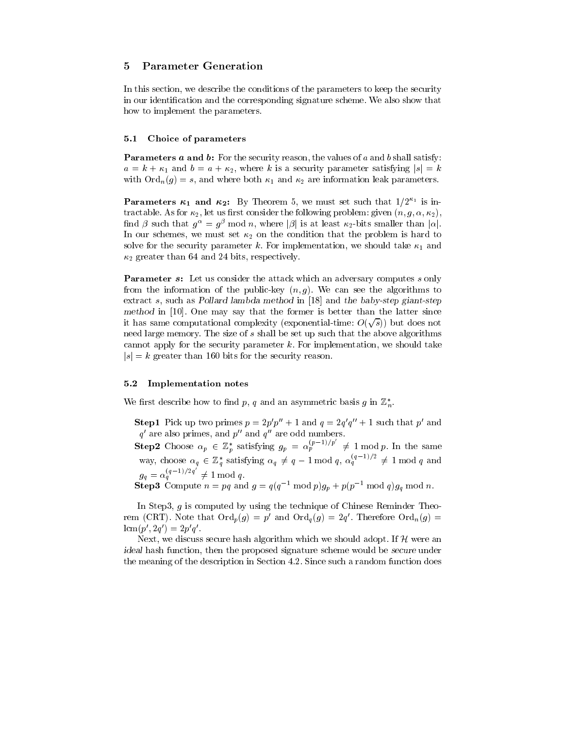## 5 Parameter Generation

In this section, we describe the conditions of the parameters to keep the security in our identification and the corresponding signature scheme. We also show that how to implement the parameters.

### 5.1 Choice of parameters

**Parameters $a$ and $b$:** For the security reason, the values of $a$ and $b$ shall satisfy: $a = k + \kappa_1$ and $b = a + \kappa_2$, where $k$ is a security parameter satisfying $|s| = k$ with $\mathrm{Ord}_n(g) = s$, and where both $\kappa_1$ and $\kappa_2$ are information leak parameters.

**Parameters $\kappa_1$ and $\kappa_2$:** By Theorem 5, we must set such that $1/2^{\kappa_1}$ is intractable. As for $\kappa_2$, let us first consider the following problem: given $(n, g, \alpha, \kappa_2)$, find $\beta$ such that $g^\alpha = g^\beta \bmod n$, where $|\beta|$ is at least $\kappa_2$-bits smaller than $|\alpha|$. In our schemes, we must set $\kappa_2$ on the condition that the problem is hard to solve for the security parameter $k$. For implementation, we should take $\kappa_1$ and $\kappa_2$ greater than 64 and 24 bits, respectively.

**Parameter $s$:** Let us consider the attack which an adversary computes $s$ only from the information of the public-key $(n, g)$. We can see the algorithms to extract $s$, such as *Pollard lambda method* in [18] and *the baby-step giant-step method* in [10]. One may say that the former is better than the latter since it has same computational complexity (exponential-time: $O(\sqrt{s})$) but does not need large memory. The size of $s$ shall be set up such that the above algorithms cannot apply for the security parameter $k$. For implementation, we should take $|s| = k$ greater than 160 bits for the security reason.

### 5.2 Implementation notes

We first describe how to find $p$, $q$ and an asymmetric basis $g$ in $\mathbb{Z}_n^*$.

**Step1** Pick up two primes $p = 2p'p'' + 1$ and $q = 2q'q'' + 1$ such that $p'$ and $q'$ are also primes, and $p''$ and $q''$ are odd numbers.

**Step2** Choose $\alpha_p \in \mathbb{Z}_p^*$ satisfying $g_p = \alpha_p^{(p-1)/p'} \neq 1 \bmod p$. In the same way, choose $\alpha_q \in \mathbb{Z}_q^*$ satisfying $\alpha_q \neq q - 1 \bmod q$, $\alpha_q^{(q-1)/2} \neq 1 \bmod q$ and $g_q = \alpha_q^{(q-1)/2q'} \neq 1 \bmod q$.

**Step3** Compute $n = pq$ and $g = q(q^{-1} \bmod p)g_p + p(p^{-1} \bmod q)g_q \bmod n$.

In Step3, $g$ is computed by using the technique of Chinese Reminder Theorem (CRT). Note that $\mathrm{Ord}_p(g) = p'$ and $\mathrm{Ord}_q(g) = 2q'$. Therefore $\mathrm{Ord}_n(g) = \mathrm{lcm}(p', 2q') = 2p'q'$.

Next, we discuss secure hash algorithm which we should adopt. If $\mathcal{H}$ were an *ideal* hash function, then the proposed signature scheme would be *secure* under the meaning of the description in Section 4.2. Since such a random function does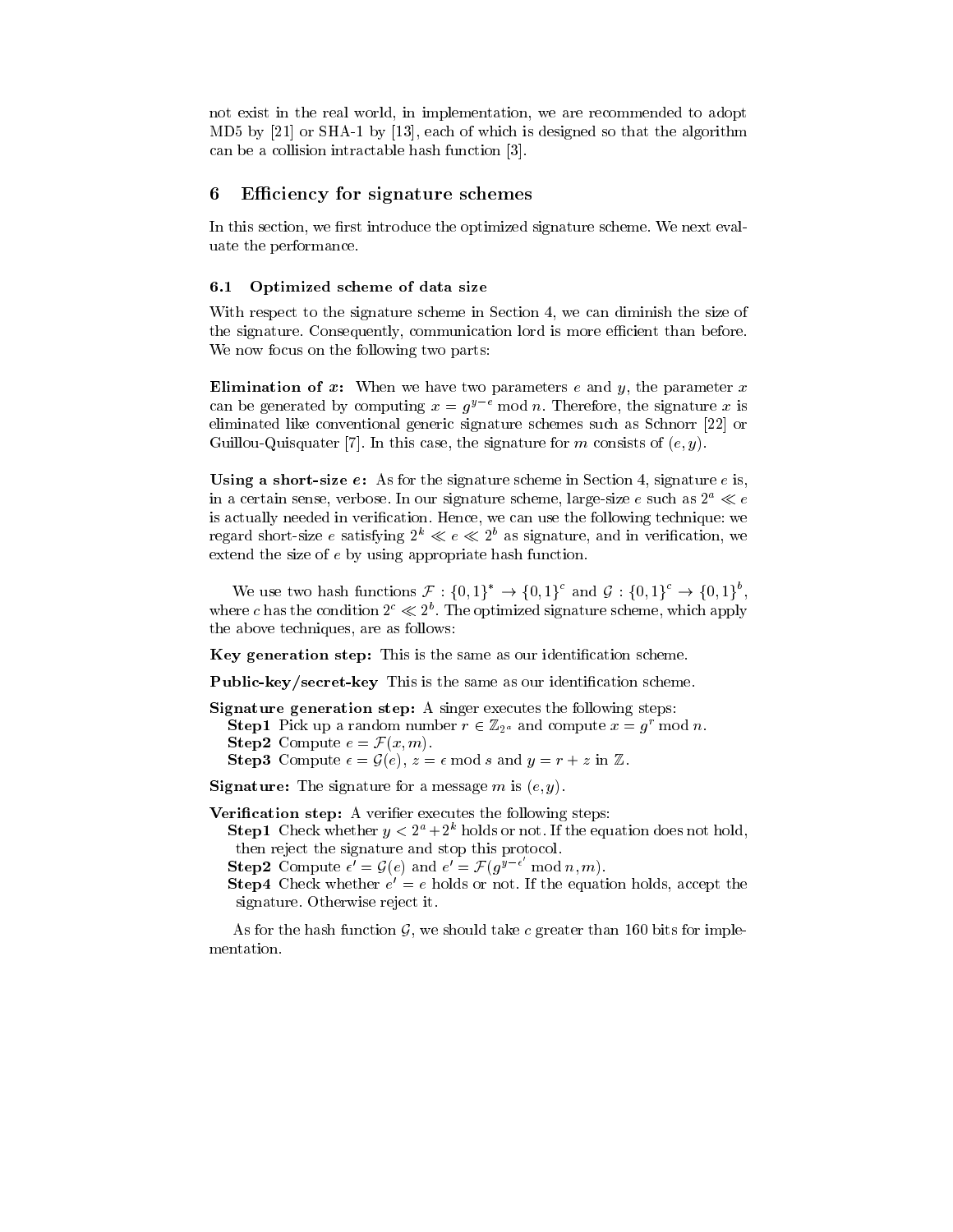not exist in the real world, in implementation, we are recommended to adopt MD5 by [21] or SHA-1 by [13], each of which is designed so that the algorithm can be a collision intractable hash function [3].

## 6 Efficiency for signature schemes

In this section, we first introduce the optimized signature scheme. We next evaluate the performance.

### 6.1 Optimized scheme of data size

With respect to the signature scheme in Section 4, we can diminish the size of the signature. Consequently, communication lord is more efficient than before. We now focus on the following two parts:

**Elimination of $x$:** When we have two parameters $e$ and $y$, the parameter $x$ can be generated by computing $x = g^{y-e} \bmod n$. Therefore, the signature $x$ is eliminated like conventional generic signature schemes such as Schnorr [22] or Guillou-Quisquater [7]. In this case, the signature for $m$ consists of $(e, y)$.

**Using a short-size $e$:** As for the signature scheme in Section 4, signature $e$ is, in a certain sense, verbose. In our signature scheme, large-size $e$ such as $2^a \ll e$ is actually needed in verification. Hence, we can use the following technique: we regard short-size $e$ satisfying $2^k \ll e \ll 2^b$ as signature, and in verification, we extend the size of $e$ by using appropriate hash function.

We use two hash functions $\mathcal{F} : \{0,1\}^* \to \{0,1\}^c$ and $\mathcal{G} : \{0,1\}^c \to \{0,1\}^b$, where $c$ has the condition $2^c \ll 2^b$. The optimized signature scheme, which apply the above techniques, are as follows:

**Key generation step:** This is the same as our identification scheme.

**Public-key/secret-key** This is the same as our identification scheme.

**Signature generation step:** A singer executes the following steps:
**Step1** Pick up a random number $r \in \mathbb{Z}_{2^a}$ and compute $x = g^r \bmod n$.
**Step2** Compute $e = \mathcal{F}(x, m)$.
**Step3** Compute $\epsilon = \mathcal{G}(e)$, $z = \epsilon \bmod s$ and $y = r + z$ in $\mathbb{Z}$.

**Signature:** The signature for a message $m$ is $(e, y)$.

**Verification step:** A verifier executes the following steps:
**Step1** Check whether $y < 2^a + 2^k$ holds or not. If the equation does not hold, then reject the signature and stop this protocol.
**Step2** Compute $\epsilon' = \mathcal{G}(e)$ and $e' = \mathcal{F}(g^{y-\epsilon'} \bmod n, m)$.
**Step4** Check whether $e' = e$ holds or not. If the equation holds, accept the signature. Otherwise reject it.

As for the hash function $\mathcal{G}$, we should take $c$ greater than 160 bits for implementation.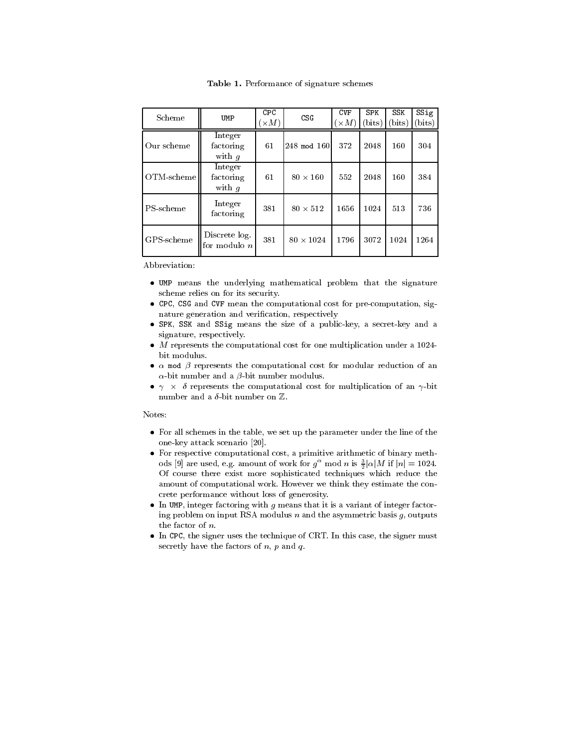**Table 1.** Performance of signature schemes

| Scheme | UMP | CPC ($\times M$) | CSG | CVF ($\times M$) | SPK (bits) | SSK (bits) | SSig (bits) |
|---|---|---|---|---|---|---|---|
| Our scheme | Integer factoring with $g$ | 61 | 248 mod 160 | 372 | 2048 | 160 | 304 |
| OTM-scheme | Integer factoring with $g$ | 61 | $80 \times 160$ | 552 | 2048 | 160 | 384 |
| PS-scheme | Integer factoring | 381 | $80 \times 512$ | 1656 | 1024 | 513 | 736 |
| GPS-scheme | Discrete log. for modulo $n$ | 381 | $80 \times 1024$ | 1796 | 3072 | 1024 | 1264 |

Abbreviation:

- UMP means the underlying mathematical problem that the signature scheme relies on for its security.
- CPC, CSG and CVF mean the computational cost for pre-computation, signature generation and verification, respectively
- SPK, SSK and SSig means the size of a public-key, a secret-key and a signature, respectively.
- $M$ represents the computational cost for one multiplication under a 1024-bit modulus.
- $\alpha$ mod $\beta$ represents the computational cost for modular reduction of an $\alpha$-bit number and a $\beta$-bit number modulus.
- $\gamma \times \delta$ represents the computational cost for multiplication of an $\gamma$-bit number and a $\delta$-bit number on $\mathbb{Z}$.

Notes:

- For all schemes in the table, we set up the parameter under the line of the one-key attack scenario [20].
- For respective computational cost, a primitive arithmetic of binary methods [9] are used, e.g. amount of work for $g^{\alpha} \bmod n$ is $\frac{3}{2}|\alpha|M$ if $|n| = 1024$. Of course there exist more sophisticated techniques which reduce the amount of computational work. However we think they estimate the concrete performance without loss of generosity.
- In UMP, integer factoring with $g$ means that it is a variant of integer factoring problem on input RSA modulus $n$ and the asymmetric basis $g$, outputs the factor of $n$.
- In CPC, the signer uses the technique of CRT. In this case, the signer must secretly have the factors of $n$, $p$ and $q$.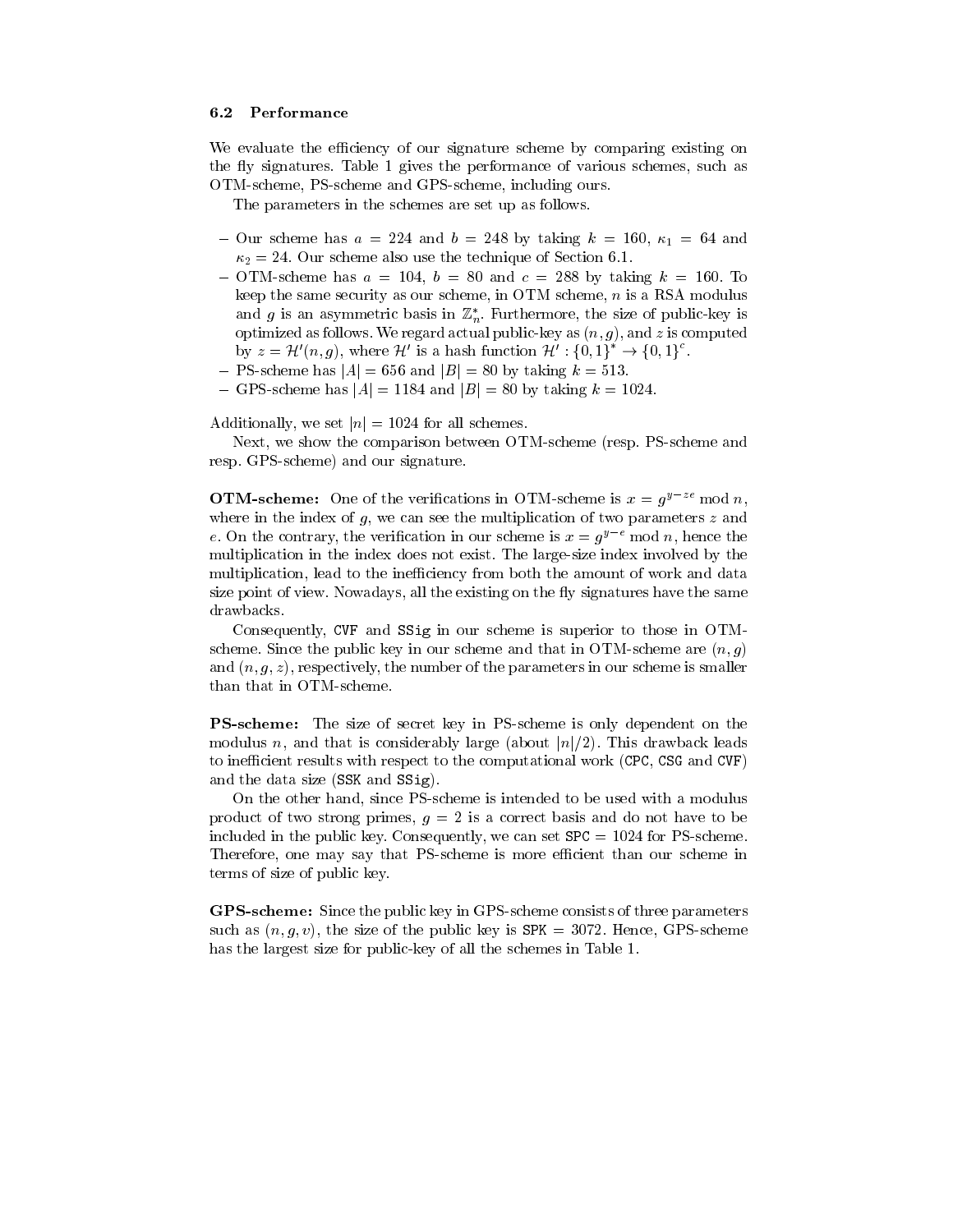### 6.2 Performance

We evaluate the efficiency of our signature scheme by comparing existing on the fly signatures. Table 1 gives the performance of various schemes, such as OTM-scheme, PS-scheme and GPS-scheme, including ours.

The parameters in the schemes are set up as follows.

- Our scheme has $a = 224$ and $b = 248$ by taking $k = 160$, $\kappa_1 = 64$ and $\kappa_2 = 24$. Our scheme also use the technique of Section 6.1.
- OTM-scheme has $a = 104$, $b = 80$ and $c = 288$ by taking $k = 160$. To keep the same security as our scheme, in OTM scheme, $n$ is a RSA modulus and $g$ is an asymmetric basis in $\mathbb{Z}_n^*$. Furthermore, the size of public-key is optimized as follows. We regard actual public-key as $(n, g)$, and $z$ is computed by $z = \mathcal{H}'(n, g)$, where $\mathcal{H}'$ is a hash function $\mathcal{H}' : \{0,1\}^* \rightarrow \{0,1\}^c$.
- PS-scheme has $|A| = 656$ and $|B| = 80$ by taking $k = 513$.
- GPS-scheme has $|A| = 1184$ and $|B| = 80$ by taking $k = 1024$.

Additionally, we set $|n| = 1024$ for all schemes.

Next, we show the comparison between OTM-scheme (resp. PS-scheme and resp. GPS-scheme) and our signature.

**OTM-scheme:** One of the verifications in OTM-scheme is $x = g^{y-ze} \bmod n$, where in the index of $g$, we can see the multiplication of two parameters $z$ and $e$. On the contrary, the verification in our scheme is $x = g^{y-e} \bmod n$, hence the multiplication in the index does not exist. The large-size index involved by the multiplication, lead to the inefficiency from both the amount of work and data size point of view. Nowadays, all the existing on the fly signatures have the same drawbacks.

Consequently, CVF and SSig in our scheme is superior to those in OTM-scheme. Since the public key in our scheme and that in OTM-scheme are $(n, g)$ and $(n, g, z)$, respectively, the number of the parameters in our scheme is smaller than that in OTM-scheme.

**PS-scheme:** The size of secret key in PS-scheme is only dependent on the modulus $n$, and that is considerably large (about $|n|/2$). This drawback leads to inefficient results with respect to the computational work (CPC, CSG and CVF) and the data size (SSK and SSig).

On the other hand, since PS-scheme is intended to be used with a modulus product of two strong primes, $g = 2$ is a correct basis and do not have to be included in the public key. Consequently, we can set SPC = 1024 for PS-scheme. Therefore, one may say that PS-scheme is more efficient than our scheme in terms of size of public key.

**GPS-scheme:** Since the public key in GPS-scheme consists of three parameters such as $(n, g, v)$, the size of the public key is SPK = 3072. Hence, GPS-scheme has the largest size for public-key of all the schemes in Table 1.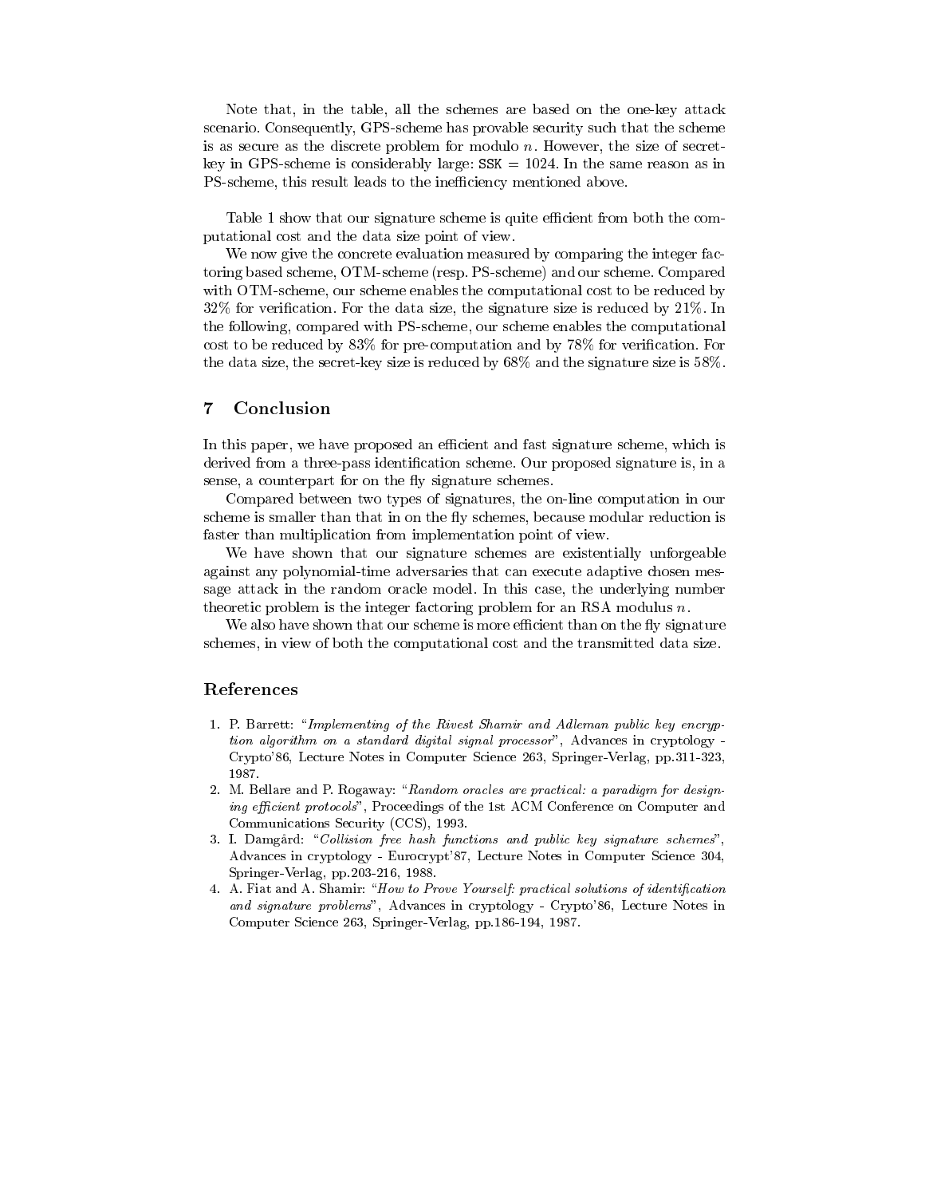Note that, in the table, all the schemes are based on the one-key attack scenario. Consequently, GPS-scheme has provable security such that the scheme is as secure as the discrete problem for modulo $n$. However, the size of secret-key in GPS-scheme is considerably large: $\mathtt{SSK} = 1024$. In the same reason as in PS-scheme, this result leads to the inefficiency mentioned above.

Table 1 show that our signature scheme is quite efficient from both the computational cost and the data size point of view.

We now give the concrete evaluation measured by comparing the integer factoring based scheme, OTM-scheme (resp. PS-scheme) and our scheme. Compared with OTM-scheme, our scheme enables the computational cost to be reduced by 32% for verification. For the data size, the signature size is reduced by 21%. In the following, compared with PS-scheme, our scheme enables the computational cost to be reduced by 83% for pre-computation and by 78% for verification. For the data size, the secret-key size is reduced by 68% and the signature size is 58%.

## 7 Conclusion

In this paper, we have proposed an efficient and fast signature scheme, which is derived from a three-pass identification scheme. Our proposed signature is, in a sense, a counterpart for on the fly signature schemes.

Compared between two types of signatures, the on-line computation in our scheme is smaller than that in on the fly schemes, because modular reduction is faster than multiplication from implementation point of view.

We have shown that our signature schemes are existentially unforgeable against any polynomial-time adversaries that can execute adaptive chosen message attack in the random oracle model. In this case, the underlying number theoretic problem is the integer factoring problem for an RSA modulus $n$.

We also have shown that our scheme is more efficient than on the fly signature schemes, in view of both the computational cost and the transmitted data size.

## References

1. P. Barrett: "*Implementing of the Rivest Shamir and Adleman public key encryption algorithm on a standard digital signal processor*", Advances in cryptology - Crypto'86, Lecture Notes in Computer Science 263, Springer-Verlag, pp.311-323, 1987.
2. M. Bellare and P. Rogaway: "*Random oracles are practical: a paradigm for designing efficient protocols*", Proceedings of the 1st ACM Conference on Computer and Communications Security (CCS), 1993.
3. I. Damgård: "*Collision free hash functions and public key signature schemes*", Advances in cryptology - Eurocrypt'87, Lecture Notes in Computer Science 304, Springer-Verlag, pp.203-216, 1988.
4. A. Fiat and A. Shamir: "*How to Prove Yourself: practical solutions of identification and signature problems*", Advances in cryptology - Crypto'86, Lecture Notes in Computer Science 263, Springer-Verlag, pp.186-194, 1987.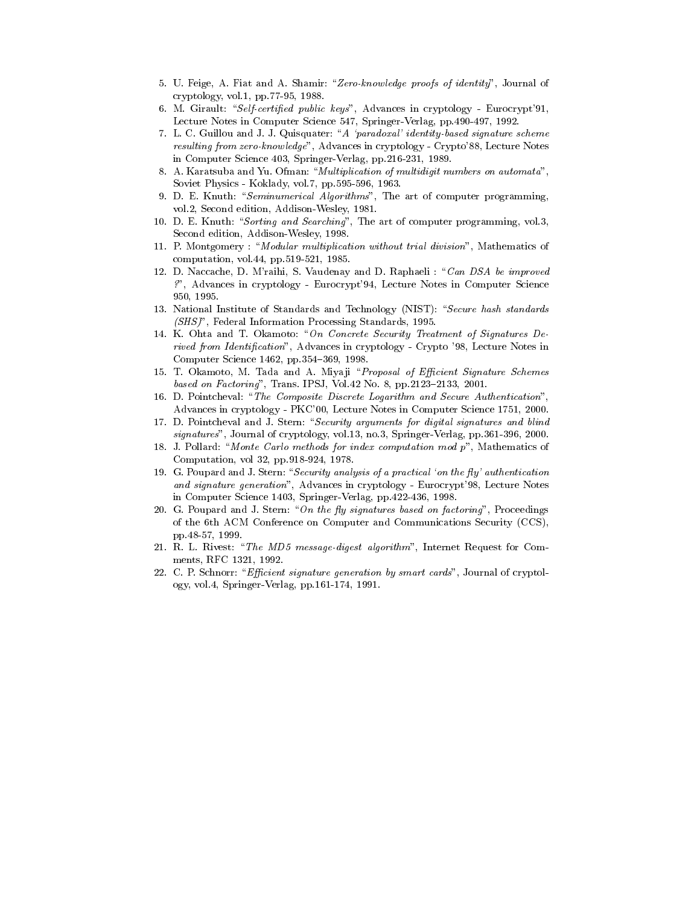5. U. Feige, A. Fiat and A. Shamir: "*Zero-knowledge proofs of identity*", Journal of cryptology, vol.1, pp.77-95, 1988.
6. M. Girault: "*Self-certified public keys*", Advances in cryptology - Eurocrypt'91, Lecture Notes in Computer Science 547, Springer-Verlag, pp.490-497, 1992.
7. L. C. Guillou and J. J. Quisquater: "*A 'paradoxal' identity-based signature scheme resulting from zero-knowledge*", Advances in cryptology - Crypto'88, Lecture Notes in Computer Science 403, Springer-Verlag, pp.216-231, 1989.
8. A. Karatsuba and Yu. Ofman: "*Multiplication of multidigit numbers on automata*", Soviet Physics - Koklady, vol.7, pp.595-596, 1963.
9. D. E. Knuth: "*Seminumerical Algorithms*", The art of computer programming, vol.2, Second edition, Addison-Wesley, 1981.
10. D. E. Knuth: "*Sorting and Searching*", The art of computer programming, vol.3, Second edition, Addison-Wesley, 1998.
11. P. Montgomery : "*Modular multiplication without trial division*", Mathematics of computation, vol.44, pp.519-521, 1985.
12. D. Naccache, D. M'raihi, S. Vaudenay and D. Raphaeli : "*Can DSA be improved ?*", Advances in cryptology - Eurocrypt'94, Lecture Notes in Computer Science 950, 1995.
13. National Institute of Standards and Technology (NIST): "*Secure hash standards (SHS)*", Federal Information Processing Standards, 1995.
14. K. Ohta and T. Okamoto: "*On Concrete Security Treatment of Signatures Derived from Identification*", Advances in cryptology - Crypto '98, Lecture Notes in Computer Science 1462, pp.354–369, 1998.
15. T. Okamoto, M. Tada and A. Miyaji "*Proposal of Efficient Signature Schemes based on Factoring*", Trans. IPSJ, Vol.42 No. 8, pp.2123–2133, 2001.
16. D. Pointcheval: "*The Composite Discrete Logarithm and Secure Authentication*", Advances in cryptology - PKC'00, Lecture Notes in Computer Science 1751, 2000.
17. D. Pointcheval and J. Stern: "*Security arguments for digital signatures and blind signatures*", Journal of cryptology, vol.13, no.3, Springer-Verlag, pp.361-396, 2000.
18. J. Pollard: "*Monte Carlo methods for index computation mod p*", Mathematics of Computation, vol 32, pp.918-924, 1978.
19. G. Poupard and J. Stern: "*Security analysis of a practical 'on the fly' authentication and signature generation*", Advances in cryptology - Eurocrypt'98, Lecture Notes in Computer Science 1403, Springer-Verlag, pp.422-436, 1998.
20. G. Poupard and J. Stern: "*On the fly signatures based on factoring*", Proceedings of the 6th ACM Conference on Computer and Communications Security (CCS), pp.48-57, 1999.
21. R. L. Rivest: "*The MD5 message-digest algorithm*", Internet Request for Comments, RFC 1321, 1992.
22. C. P. Schnorr: "*Efficient signature generation by smart cards*", Journal of cryptology, vol.4, Springer-Verlag, pp.161-174, 1991.